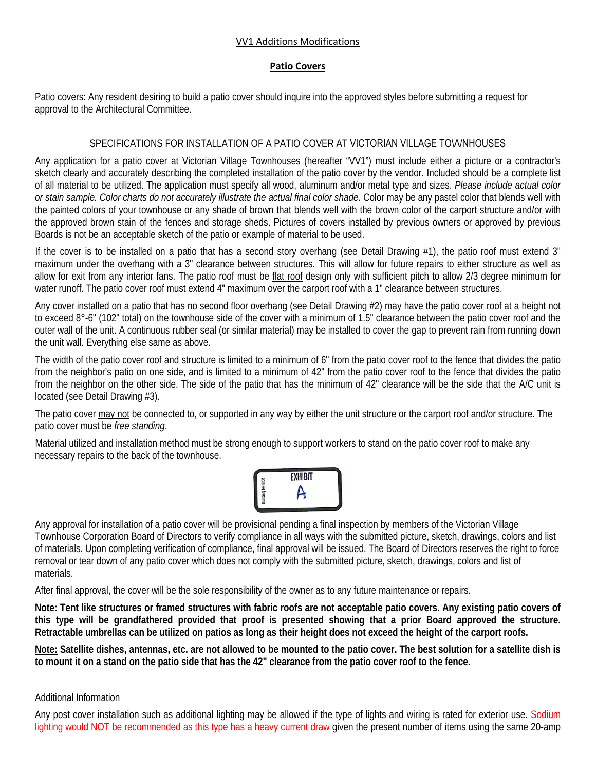# VV1 Additions Modifications

## Patio Covers

Patio covers: Any resident desiring to build a patio cover should inquire into the approved styles before submitting a request for approval to the Architectural Committee.

### SPECIFICATIONS FOR INSTALLATION OF A PATIO COVER AT VICTORIAN VILLAGE TOWNHOUSES

Any application for a patio cover at Victorian Village Townhouses (hereafter "VV1") must include either a picture or a contractor's sketch clearly and accurately describing the completed installation of the patio cover by the vendor. Included should be a complete list of all material to be utilized. The application must specify all wood, aluminum and/or metal type and sizes. *Please include actual color or stain sample. Color charts do not accurately illustrate the actual final color shade.* Color may be any pastel color that blends well with the painted colors of your townhouse or any shade of brown that blends well with the brown color of the carport structure and/or with the approved brown stain of the fences and storage sheds. Pictures of covers installed by previous owners or approved by previous Boards is not be an acceptable sketch of the patio or example of material to be used.

If the cover is to be installed on a patio that has a second story overhang (see Detail Drawing #1), the patio roof must extend 3" maximum under the overhang with a 3" clearance between structures. This will allow for future repairs to either structure as well as allow for exit from any interior fans. The patio roof must be flat roof design only with sufficient pitch to allow 2/3 degree minimum for water runoff. The patio cover roof must extend 4" maximum over the carport roof with a 1" clearance between structures.

Any cover installed on a patio that has no second floor overhang (see Detail Drawing #2) may have the patio cover roof at a height not to exceed 8°-6" (102" total) on the townhouse side of the cover with a minimum of 1.5" clearance between the patio cover roof and the outer wall of the unit. A continuous rubber seal (or similar material) may be installed to cover the gap to prevent rain from running down the unit wall. Everything else same as above.

The width of the patio cover roof and structure is limited to a minimum of 6" from the patio cover roof to the fence that divides the patio from the neighbor's patio on one side, and is limited to a minimum of 42" from the patio cover roof to the fence that divides the patio from the neighbor on the other side. The side of the patio that has the minimum of 42" clearance will be the side that the A/C unit is located (see Detail Drawing #3).

The patio cover may not be connected to, or supported in any way by either the unit structure or the carport roof and/or structure. The patio cover must be *free standing*.

Material utilized and installation method must be strong enough to support workers to stand on the patio cover roof to make any necessary repairs to the back of the townhouse.

EXHIBIT A

Any approval for installation of a patio cover will be provisional pending a final inspection by members of the Victorian Village Townhouse Corporation Board of Directors to verify compliance in all ways with the submitted picture, sketch, drawings, colors and list of materials. Upon completing verification of compliance, final approval will be issued. The Board of Directors reserves the right to force removal or tear down of any patio cover which does not comply with the submitted picture, sketch, drawings, colors and list of materials.

After final approval, the cover will be the sole responsibility of the owner as to any future maintenance or repairs.

**Note: Tent like structures or framed structures with fabric roofs are not acceptable patio covers. Any existing patio covers of this type will be grandfathered provided that proof is presented showing that a prior Board approved the structure. Retractable umbrellas can be utilized on patios as long as their height does not exceed the height of the carport roofs.**

**Note: Satellite dishes, antennas, etc. are not allowed to be mounted to the patio cover. The best solution for a satellite dish is to mount it on a stand on the patio side that has the 42" clearance from the patio cover roof to the fence.**

---

Additional Information

Any post cover installation such as additional lighting may be allowed if the type of lights and wiring is rated for exterior use. Sodium lighting would NOT be recommended as this type has a heavy current draw given the present number of items using the same 20-amp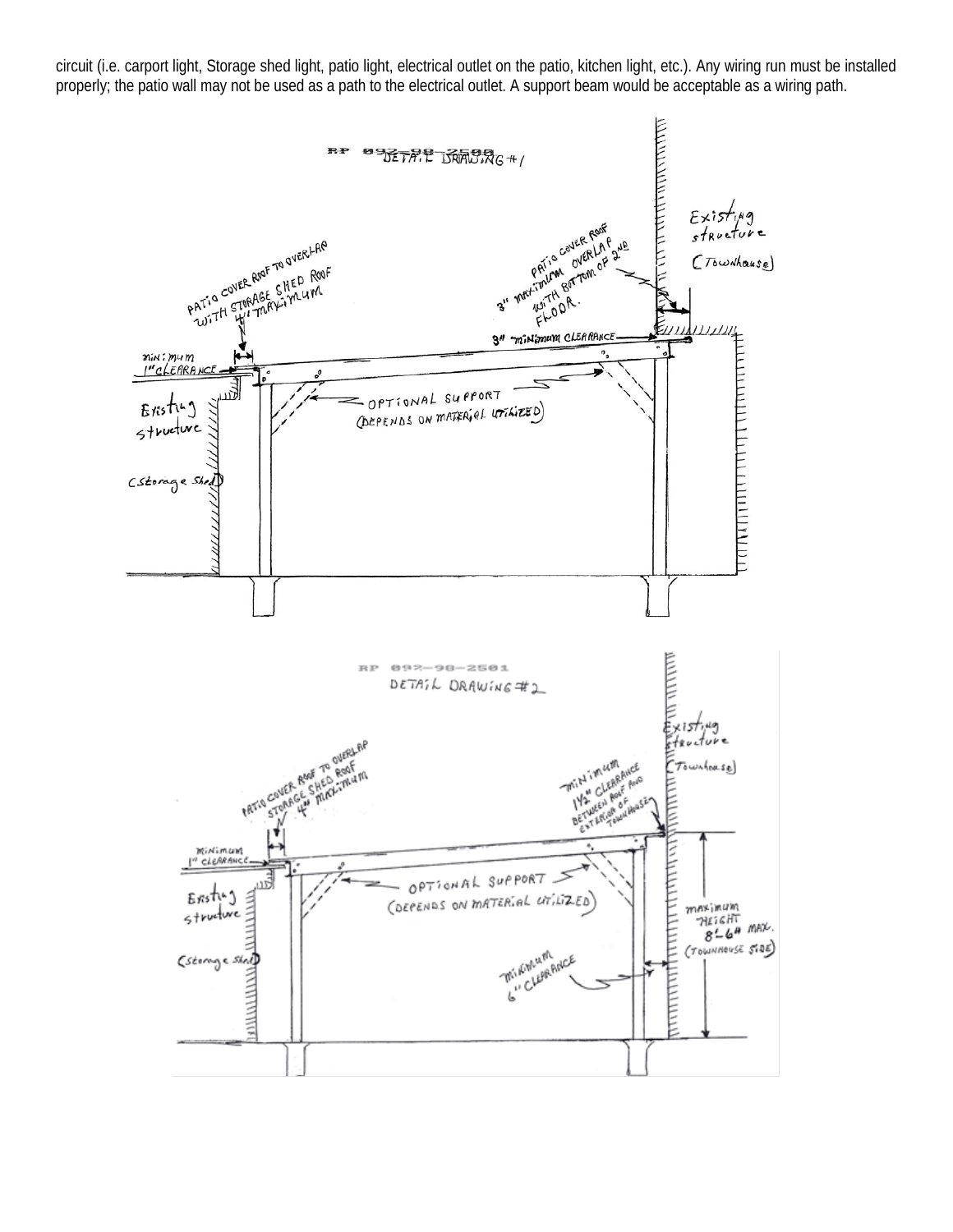circuit (i.e. carport light, Storage shed light, patio light, electrical outlet on the patio, kitchen light, etc.). Any wiring run must be installed properly; the patio wall may not be used as a path to the electrical outlet. A support beam would be acceptable as a wiring path.

RP 892-98-2580
DETAIL DRAWING #1

Existing structure (Townhouse)

PATIO COVER ROOF TO OVERLAP WITH STORAGE SHED ROOF 4" MAXIMUM

PATIO COVER ROOF 3" MAXIMUM OVERLAP WITH BOTTOM OF 2ND FLOOR.

3" MINIMUM CLEARANCE

MINIMUM 1" CLEARANCE

OPTIONAL SUPPORT (DEPENDS ON MATERIAL UTILIZED)

Existing structure (Storage Shed)

RP 892-98-2581
DETAIL DRAWING #2

Existing structure (Townhouse)

PATIO COVER ROOF TO OVERLAP STORAGE SHED ROOF 4" MAXIMUM

MINIMUM 1½" CLEARANCE BETWEEN ROOF AND EXTERIOR OF TOWNHOUSE

MINIMUM 1" CLEARANCE

OPTIONAL SUPPORT (DEPENDS ON MATERIAL UTILIZED)

Existing structure (Storage Shed)

MAXIMUM HEIGHT 8'-6" MAX. (TOWNHOUSE SIDE)

MINIMUM 6" CLEARANCE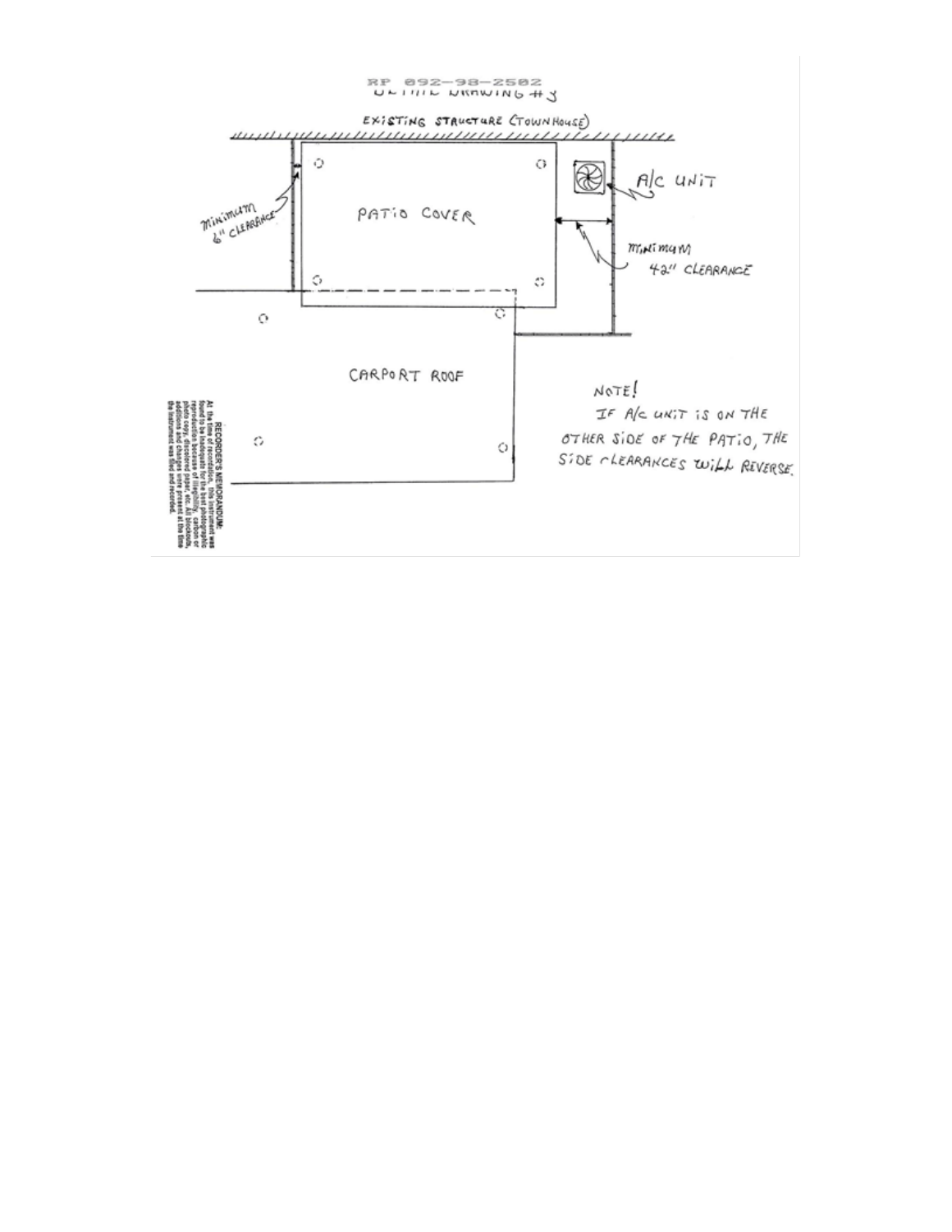RP 092-98-2502

EXHIBIT DRAWING #3

EXISTING STRUCTURE (TOWNHOUSE)

PATIO COVER

A/C UNIT

MINIMUM 6" CLEARANCE

MINIMUM 42" CLEARANCE

CARPORT ROOF

NOTE!
IF A/C UNIT IS ON THE OTHER SIDE OF THE PATIO, THE SIDE CLEARANCES WILL REVERSE.

**RECORDER'S MEMORANDUM:**
At the time of recordation, this instrument was found to be inadequate for the best photographic reproduction because of illegibility, carbon or photo copy, discolored paper, etc. All blockouts, additions and changes were present at the time the instrument was filed and recorded.